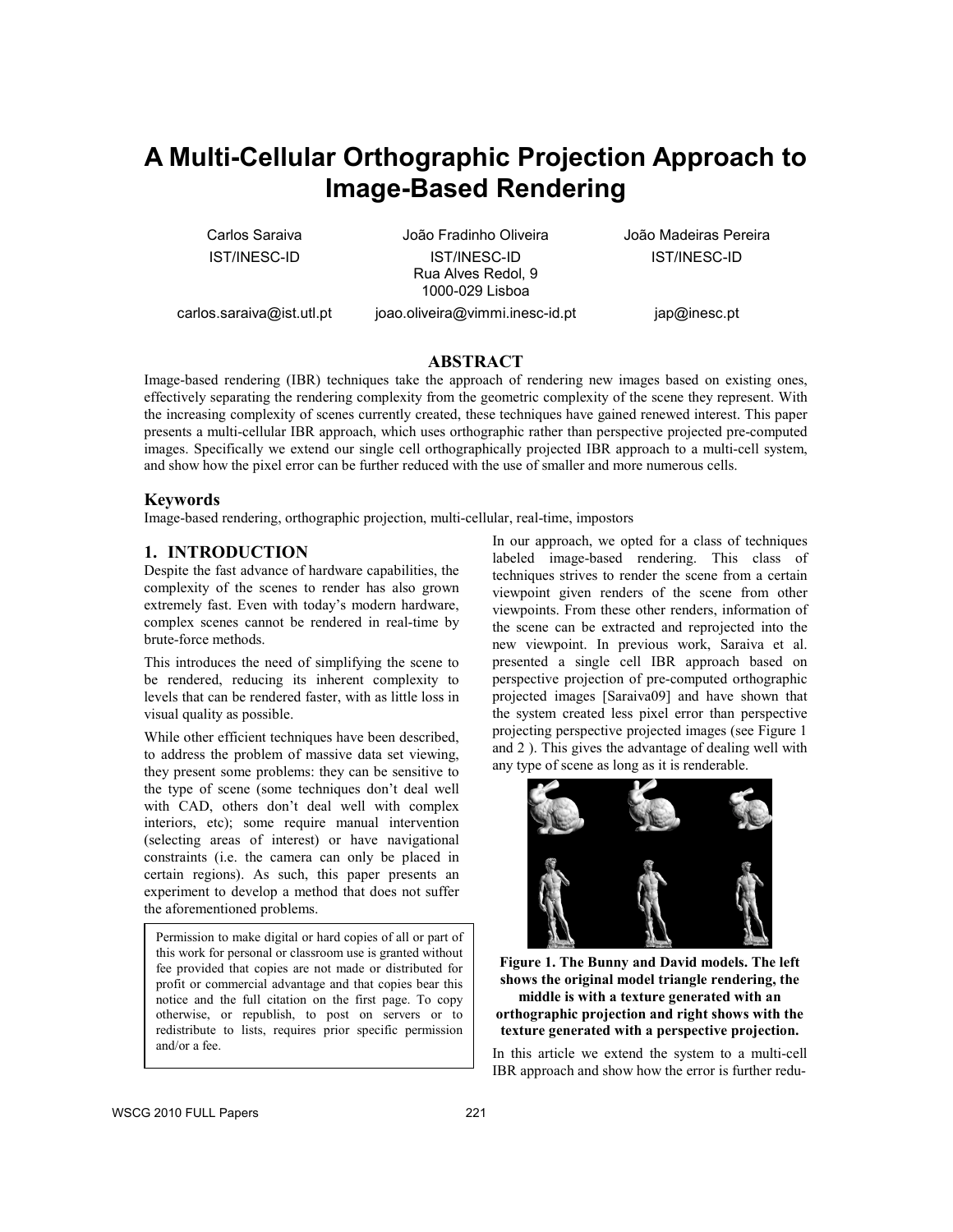# A Multi-Cellular Orthographic Projection Approach to Image-Based Rendering

Carlos Saraiva
IST/INESC-ID
carlos.saraiva@ist.utl.pt

João Fradinho Oliveira
IST/INESC-ID
Rua Alves Redol, 9
1000-029 Lisboa
joao.oliveira@vimmi.inesc-id.pt

João Madeiras Pereira
IST/INESC-ID
jap@inesc.pt

## ABSTRACT

Image-based rendering (IBR) techniques take the approach of rendering new images based on existing ones, effectively separating the rendering complexity from the geometric complexity of the scene they represent. With the increasing complexity of scenes currently created, these techniques have gained renewed interest. This paper presents a multi-cellular IBR approach, which uses orthographic rather than perspective projected pre-computed images. Specifically we extend our single cell orthographically projected IBR approach to a multi-cell system, and show how the pixel error can be further reduced with the use of smaller and more numerous cells.

### Keywords

Image-based rendering, orthographic projection, multi-cellular, real-time, impostors

## 1. INTRODUCTION

Despite the fast advance of hardware capabilities, the complexity of the scenes to render has also grown extremely fast. Even with today's modern hardware, complex scenes cannot be rendered in real-time by brute-force methods.

This introduces the need of simplifying the scene to be rendered, reducing its inherent complexity to levels that can be rendered faster, with as little loss in visual quality as possible.

While other efficient techniques have been described, to address the problem of massive data set viewing, they present some problems: they can be sensitive to the type of scene (some techniques don't deal well with CAD, others don't deal well with complex interiors, etc); some require manual intervention (selecting areas of interest) or have navigational constraints (i.e. the camera can only be placed in certain regions). As such, this paper presents an experiment to develop a method that does not suffer the aforementioned problems.

Permission to make digital or hard copies of all or part of this work for personal or classroom use is granted without fee provided that copies are not made or distributed for profit or commercial advantage and that copies bear this notice and the full citation on the first page. To copy otherwise, or republish, to post on servers or to redistribute to lists, requires prior specific permission and/or a fee.

In our approach, we opted for a class of techniques labeled image-based rendering. This class of techniques strives to render the scene from a certain viewpoint given renders of the scene from other viewpoints. From these other renders, information of the scene can be extracted and reprojected into the new viewpoint. In previous work, Saraiva et al. presented a single cell IBR approach based on perspective projection of pre-computed orthographic projected images [Saraiva09] and have shown that the system created less pixel error than perspective projecting perspective projected images (see Figure 1 and 2 ). This gives the advantage of dealing well with any type of scene as long as it is renderable.

**Figure 1. The Bunny and David models. The left shows the original model triangle rendering, the middle is with a texture generated with an orthographic projection and right shows with the texture generated with a perspective projection.**

In this article we extend the system to a multi-cell IBR approach and show how the error is further redu-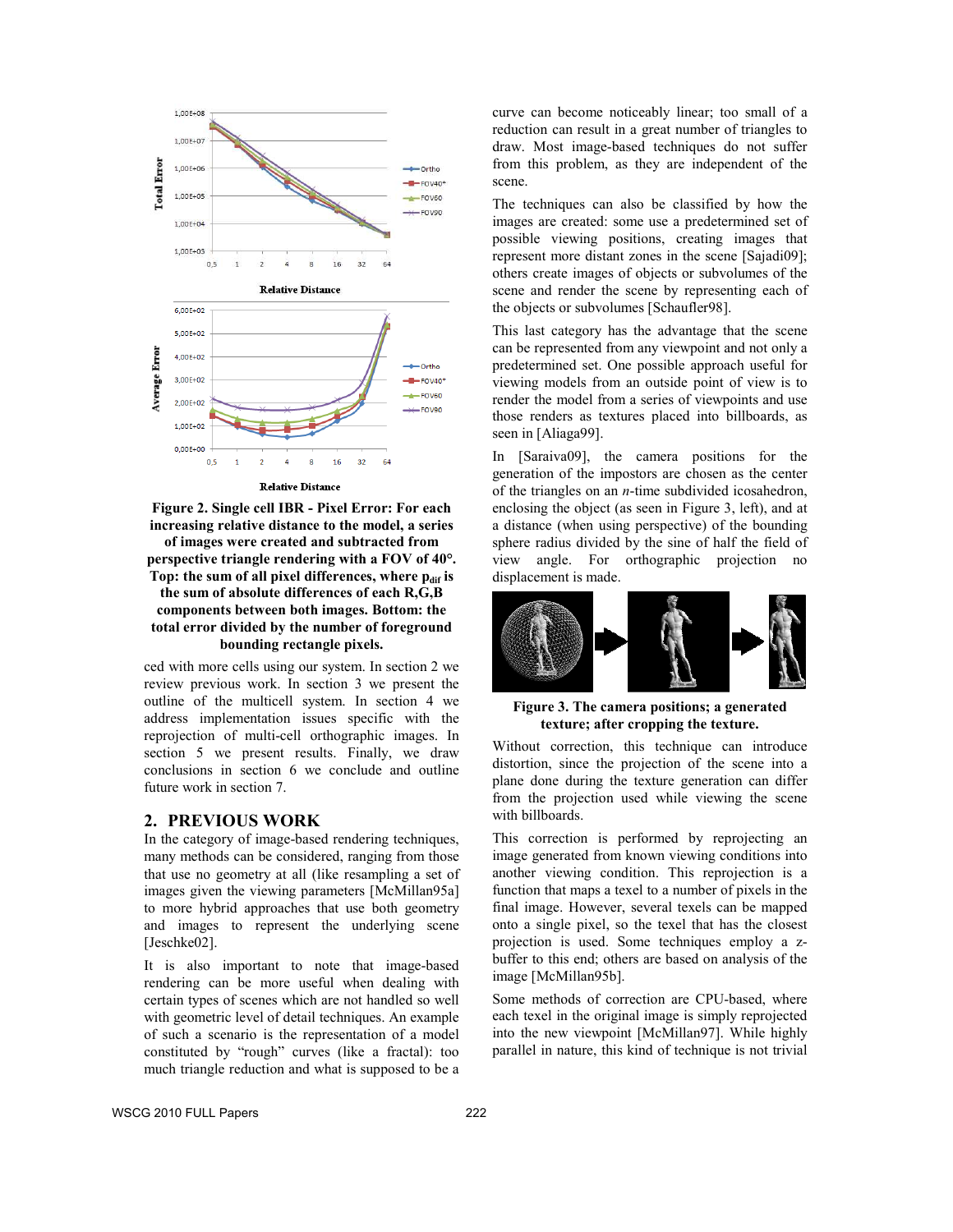Figure 2. Single cell IBR - Pixel Error: For each increasing relative distance to the model, a series of images were created and subtracted from perspective triangle rendering with a FOV of 40°. Top: the sum of all pixel differences, where $p_{dif}$ is the sum of absolute differences of each R,G,B components between both images. Bottom: the total error divided by the number of foreground bounding rectangle pixels.

ced with more cells using our system. In section 2 we review previous work. In section 3 we present the outline of the multicell system. In section 4 we address implementation issues specific with the reprojection of multi-cell orthographic images. In section 5 we present results. Finally, we draw conclusions in section 6 we conclude and outline future work in section 7.

## 2. PREVIOUS WORK

In the category of image-based rendering techniques, many methods can be considered, ranging from those that use no geometry at all (like resampling a set of images given the viewing parameters [McMillan95a] to more hybrid approaches that use both geometry and images to represent the underlying scene [Jeschke02].

It is also important to note that image-based rendering can be more useful when dealing with certain types of scenes which are not handled so well with geometric level of detail techniques. An example of such a scenario is the representation of a model constituted by "rough" curves (like a fractal): too much triangle reduction and what is supposed to be a curve can become noticeably linear; too small of a reduction can result in a great number of triangles to draw. Most image-based techniques do not suffer from this problem, as they are independent of the scene.

The techniques can also be classified by how the images are created: some use a predetermined set of possible viewing positions, creating images that represent more distant zones in the scene [Sajadi09]; others create images of objects or subvolumes of the scene and render the scene by representing each of the objects or subvolumes [Schaufler98].

This last category has the advantage that the scene can be represented from any viewpoint and not only a predetermined set. One possible approach useful for viewing models from an outside point of view is to render the model from a series of viewpoints and use those renders as textures placed into billboards, as seen in [Aliaga99].

In [Saraiva09], the camera positions for the generation of the impostors are chosen as the center of the triangles on an *n*-time subdivided icosahedron, enclosing the object (as seen in Figure 3, left), and at a distance (when using perspective) of the bounding sphere radius divided by the sine of half the field of view angle. For orthographic projection no displacement is made.

Figure 3. The camera positions; a generated texture; after cropping the texture.

Without correction, this technique can introduce distortion, since the projection of the scene into a plane done during the texture generation can differ from the projection used while viewing the scene with billboards.

This correction is performed by reprojecting an image generated from known viewing conditions into another viewing condition. This reprojection is a function that maps a texel to a number of pixels in the final image. However, several texels can be mapped onto a single pixel, so the texel that has the closest projection is used. Some techniques employ a z-buffer to this end; others are based on analysis of the image [McMillan95b].

Some methods of correction are CPU-based, where each texel in the original image is simply reprojected into the new viewpoint [McMillan97]. While highly parallel in nature, this kind of technique is not trivial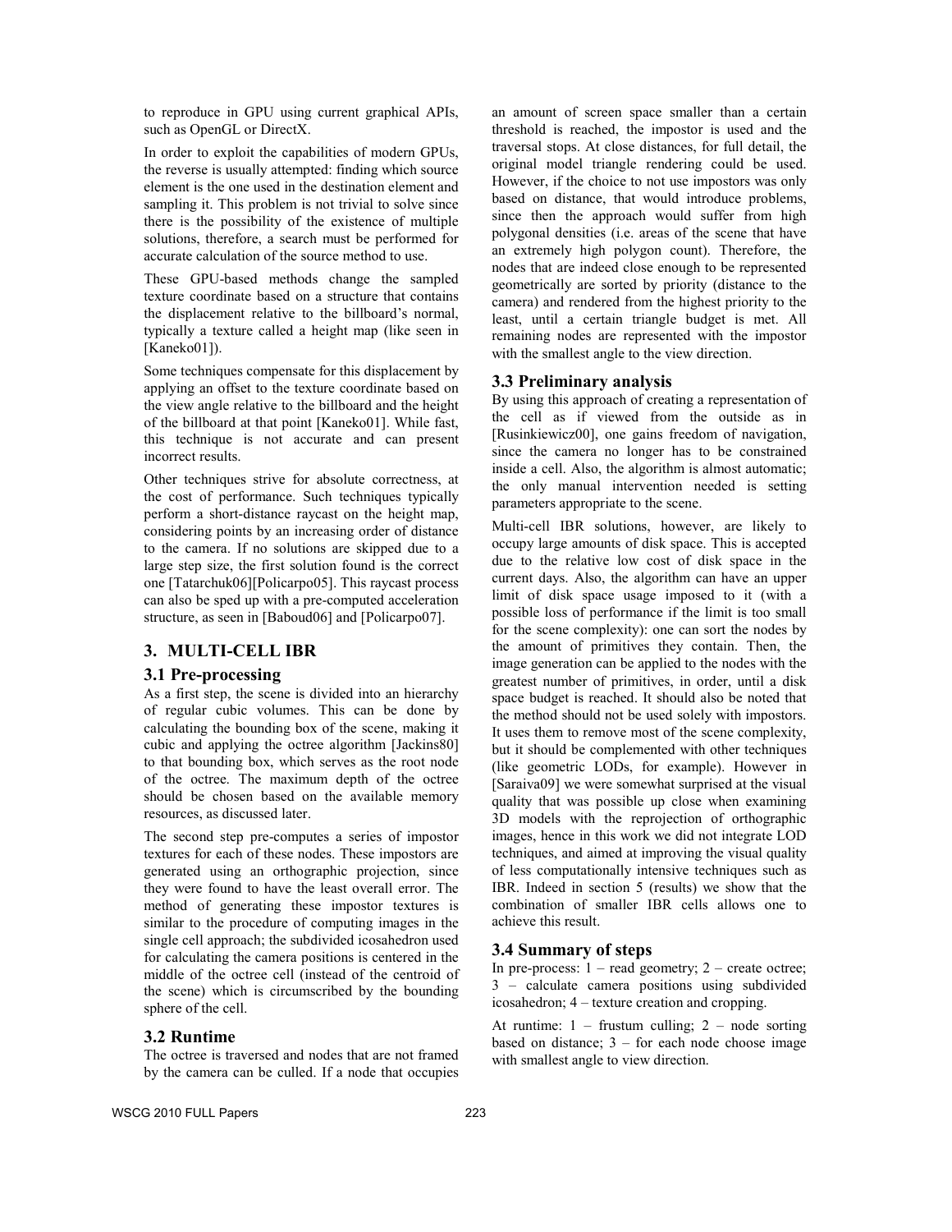to reproduce in GPU using current graphical APIs, such as OpenGL or DirectX.

In order to exploit the capabilities of modern GPUs, the reverse is usually attempted: finding which source element is the one used in the destination element and sampling it. This problem is not trivial to solve since there is the possibility of the existence of multiple solutions, therefore, a search must be performed for accurate calculation of the source method to use.

These GPU-based methods change the sampled texture coordinate based on a structure that contains the displacement relative to the billboard's normal, typically a texture called a height map (like seen in [Kaneko01]).

Some techniques compensate for this displacement by applying an offset to the texture coordinate based on the view angle relative to the billboard and the height of the billboard at that point [Kaneko01]. While fast, this technique is not accurate and can present incorrect results.

Other techniques strive for absolute correctness, at the cost of performance. Such techniques typically perform a short-distance raycast on the height map, considering points by an increasing order of distance to the camera. If no solutions are skipped due to a large step size, the first solution found is the correct one [Tatarchuk06][Policarpo05]. This raycast process can also be sped up with a pre-computed acceleration structure, as seen in [Baboud06] and [Policarpo07].

## 3. MULTI-CELL IBR

### 3.1 Pre-processing

As a first step, the scene is divided into an hierarchy of regular cubic volumes. This can be done by calculating the bounding box of the scene, making it cubic and applying the octree algorithm [Jackins80] to that bounding box, which serves as the root node of the octree. The maximum depth of the octree should be chosen based on the available memory resources, as discussed later.

The second step pre-computes a series of impostor textures for each of these nodes. These impostors are generated using an orthographic projection, since they were found to have the least overall error. The method of generating these impostor textures is similar to the procedure of computing images in the single cell approach; the subdivided icosahedron used for calculating the camera positions is centered in the middle of the octree cell (instead of the centroid of the scene) which is circumscribed by the bounding sphere of the cell.

### 3.2 Runtime

The octree is traversed and nodes that are not framed by the camera can be culled. If a node that occupies an amount of screen space smaller than a certain threshold is reached, the impostor is used and the traversal stops. At close distances, for full detail, the original model triangle rendering could be used. However, if the choice to not use impostors was only based on distance, that would introduce problems, since then the approach would suffer from high polygonal densities (i.e. areas of the scene that have an extremely high polygon count). Therefore, the nodes that are indeed close enough to be represented geometrically are sorted by priority (distance to the camera) and rendered from the highest priority to the least, until a certain triangle budget is met. All remaining nodes are represented with the impostor with the smallest angle to the view direction.

### 3.3 Preliminary analysis

By using this approach of creating a representation of the cell as if viewed from the outside as in [Rusinkiewicz00], one gains freedom of navigation, since the camera no longer has to be constrained inside a cell. Also, the algorithm is almost automatic; the only manual intervention needed is setting parameters appropriate to the scene.

Multi-cell IBR solutions, however, are likely to occupy large amounts of disk space. This is accepted due to the relative low cost of disk space in the current days. Also, the algorithm can have an upper limit of disk space usage imposed to it (with a possible loss of performance if the limit is too small for the scene complexity): one can sort the nodes by the amount of primitives they contain. Then, the image generation can be applied to the nodes with the greatest number of primitives, in order, until a disk space budget is reached. It should also be noted that the method should not be used solely with impostors. It uses them to remove most of the scene complexity, but it should be complemented with other techniques (like geometric LODs, for example). However in [Saraiva09] we were somewhat surprised at the visual quality that was possible up close when examining 3D models with the reprojection of orthographic images, hence in this work we did not integrate LOD techniques, and aimed at improving the visual quality of less computationally intensive techniques such as IBR. Indeed in section 5 (results) we show that the combination of smaller IBR cells allows one to achieve this result.

### 3.4 Summary of steps

In pre-process: 1 – read geometry; 2 – create octree; 3 – calculate camera positions using subdivided icosahedron; 4 – texture creation and cropping.

At runtime: 1 – frustum culling; 2 – node sorting based on distance; 3 – for each node choose image with smallest angle to view direction.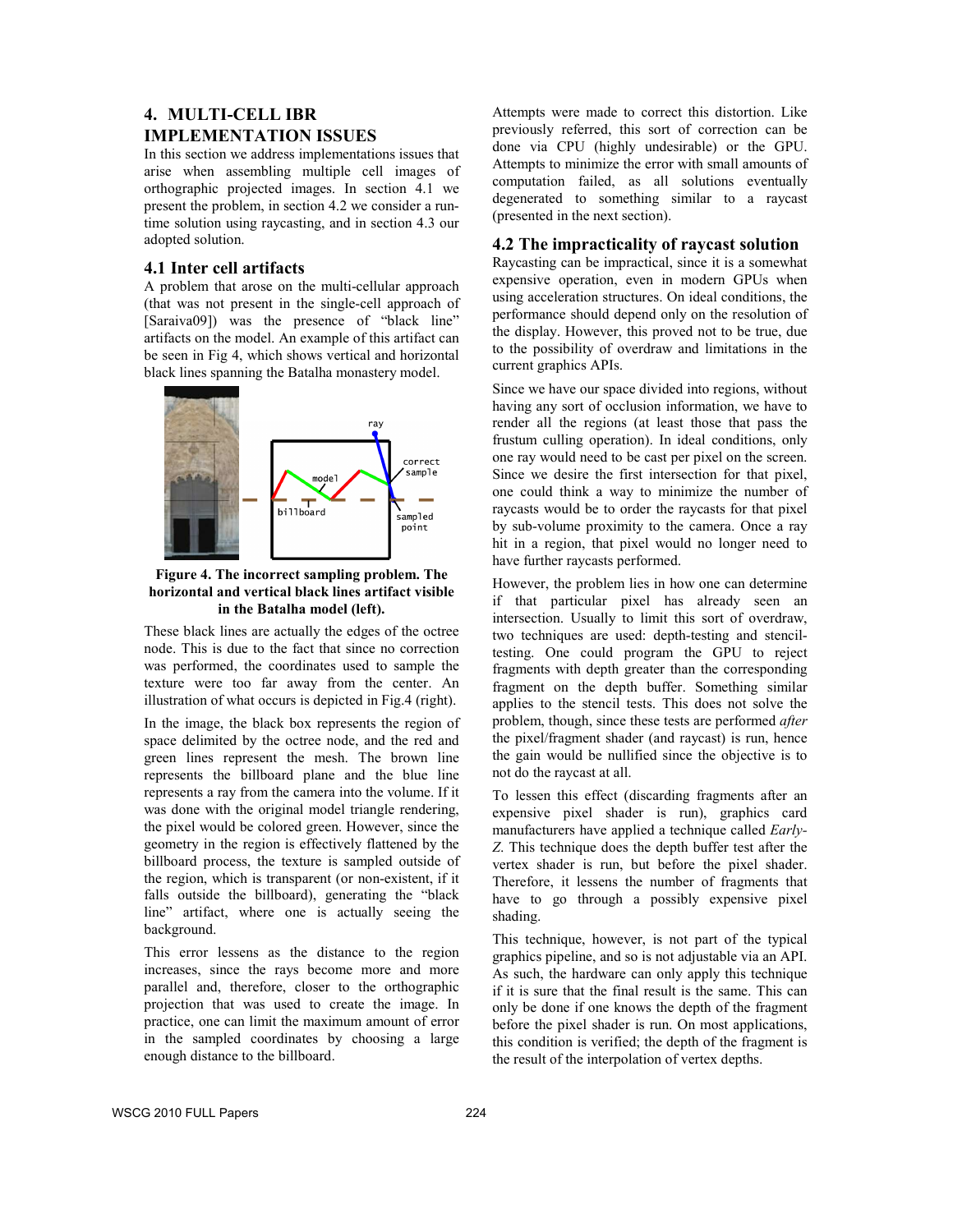## 4. MULTI-CELL IBR IMPLEMENTATION ISSUES

In this section we address implementations issues that arise when assembling multiple cell images of orthographic projected images. In section 4.1 we present the problem, in section 4.2 we consider a run-time solution using raycasting, and in section 4.3 our adopted solution.

### 4.1 Inter cell artifacts

A problem that arose on the multi-cellular approach (that was not present in the single-cell approach of [Saraiva09]) was the presence of "black line" artifacts on the model. An example of this artifact can be seen in Fig 4, which shows vertical and horizontal black lines spanning the Batalha monastery model.

**Figure 4. The incorrect sampling problem. The horizontal and vertical black lines artifact visible in the Batalha model (left).**

These black lines are actually the edges of the octree node. This is due to the fact that since no correction was performed, the coordinates used to sample the texture were too far away from the center. An illustration of what occurs is depicted in Fig.4 (right).

In the image, the black box represents the region of space delimited by the octree node, and the red and green lines represent the mesh. The brown line represents the billboard plane and the blue line represents a ray from the camera into the volume. If it was done with the original model triangle rendering, the pixel would be colored green. However, since the geometry in the region is effectively flattened by the billboard process, the texture is sampled outside of the region, which is transparent (or non-existent, if it falls outside the billboard), generating the "black line" artifact, where one is actually seeing the background.

This error lessens as the distance to the region increases, since the rays become more and more parallel and, therefore, closer to the orthographic projection that was used to create the image. In practice, one can limit the maximum amount of error in the sampled coordinates by choosing a large enough distance to the billboard.

Attempts were made to correct this distortion. Like previously referred, this sort of correction can be done via CPU (highly undesirable) or the GPU. Attempts to minimize the error with small amounts of computation failed, as all solutions eventually degenerated to something similar to a raycast (presented in the next section).

### 4.2 The impracticality of raycast solution

Raycasting can be impractical, since it is a somewhat expensive operation, even in modern GPUs when using acceleration structures. On ideal conditions, the performance should depend only on the resolution of the display. However, this proved not to be true, due to the possibility of overdraw and limitations in the current graphics APIs.

Since we have our space divided into regions, without having any sort of occlusion information, we have to render all the regions (at least those that pass the frustum culling operation). In ideal conditions, only one ray would need to be cast per pixel on the screen. Since we desire the first intersection for that pixel, one could think a way to minimize the number of raycasts would be to order the raycasts for that pixel by sub-volume proximity to the camera. Once a ray hit in a region, that pixel would no longer need to have further raycasts performed.

However, the problem lies in how one can determine if that particular pixel has already seen an intersection. Usually to limit this sort of overdraw, two techniques are used: depth-testing and stencil-testing. One could program the GPU to reject fragments with depth greater than the corresponding fragment on the depth buffer. Something similar applies to the stencil tests. This does not solve the problem, though, since these tests are performed *after* the pixel/fragment shader (and raycast) is run, hence the gain would be nullified since the objective is to not do the raycast at all.

To lessen this effect (discarding fragments after an expensive pixel shader is run), graphics card manufacturers have applied a technique called *Early-Z*. This technique does the depth buffer test after the vertex shader is run, but before the pixel shader. Therefore, it lessens the number of fragments that have to go through a possibly expensive pixel shading.

This technique, however, is not part of the typical graphics pipeline, and so is not adjustable via an API. As such, the hardware can only apply this technique if it is sure that the final result is the same. This can only be done if one knows the depth of the fragment before the pixel shader is run. On most applications, this condition is verified; the depth of the fragment is the result of the interpolation of vertex depths.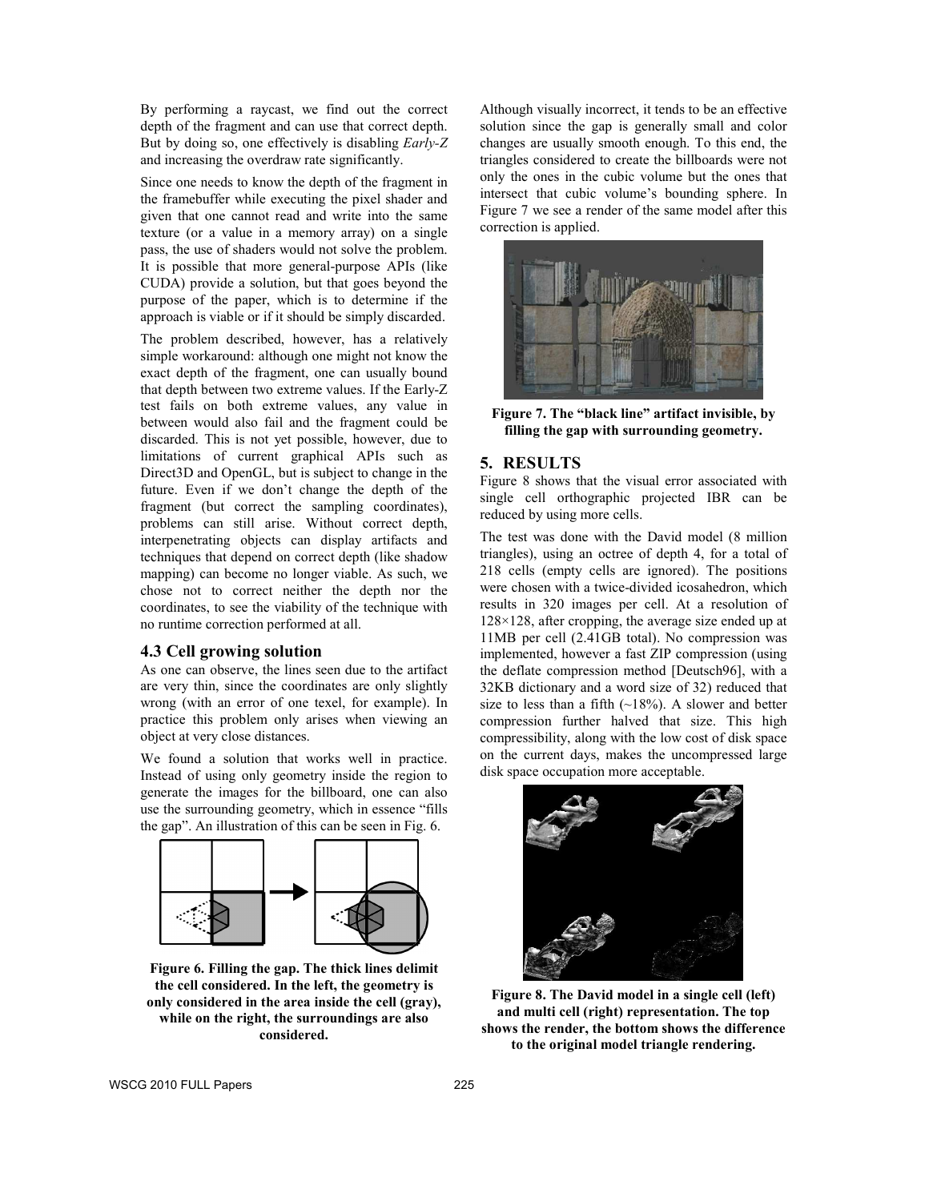By performing a raycast, we find out the correct depth of the fragment and can use that correct depth. But by doing so, one effectively is disabling *Early-Z* and increasing the overdraw rate significantly.

Since one needs to know the depth of the fragment in the framebuffer while executing the pixel shader and given that one cannot read and write into the same texture (or a value in a memory array) on a single pass, the use of shaders would not solve the problem. It is possible that more general-purpose APIs (like CUDA) provide a solution, but that goes beyond the purpose of the paper, which is to determine if the approach is viable or if it should be simply discarded.

The problem described, however, has a relatively simple workaround: although one might not know the exact depth of the fragment, one can usually bound that depth between two extreme values. If the Early-Z test fails on both extreme values, any value in between would also fail and the fragment could be discarded. This is not yet possible, however, due to limitations of current graphical APIs such as Direct3D and OpenGL, but is subject to change in the future. Even if we don't change the depth of the fragment (but correct the sampling coordinates), problems can still arise. Without correct depth, interpenetrating objects can display artifacts and techniques that depend on correct depth (like shadow mapping) can become no longer viable. As such, we chose not to correct neither the depth nor the coordinates, to see the viability of the technique with no runtime correction performed at all.

### 4.3 Cell growing solution

As one can observe, the lines seen due to the artifact are very thin, since the coordinates are only slightly wrong (with an error of one texel, for example). In practice this problem only arises when viewing an object at very close distances.

We found a solution that works well in practice. Instead of using only geometry inside the region to generate the images for the billboard, one can also use the surrounding geometry, which in essence "fills the gap". An illustration of this can be seen in Fig. 6.

**Figure 6. Filling the gap. The thick lines delimit the cell considered. In the left, the geometry is only considered in the area inside the cell (gray), while on the right, the surroundings are also considered.**

Although visually incorrect, it tends to be an effective solution since the gap is generally small and color changes are usually smooth enough. To this end, the triangles considered to create the billboards were not only the ones in the cubic volume but the ones that intersect that cubic volume's bounding sphere. In Figure 7 we see a render of the same model after this correction is applied.

**Figure 7. The "black line" artifact invisible, by filling the gap with surrounding geometry.**

## 5. RESULTS

Figure 8 shows that the visual error associated with single cell orthographic projected IBR can be reduced by using more cells.

The test was done with the David model (8 million triangles), using an octree of depth 4, for a total of 218 cells (empty cells are ignored). The positions were chosen with a twice-divided icosahedron, which results in 320 images per cell. At a resolution of 128×128, after cropping, the average size ended up at 11MB per cell (2.41GB total). No compression was implemented, however a fast ZIP compression (using the deflate compression method [Deutsch96], with a 32KB dictionary and a word size of 32) reduced that size to less than a fifth (~18%). A slower and better compression further halved that size. This high compressibility, along with the low cost of disk space on the current days, makes the uncompressed large disk space occupation more acceptable.

**Figure 8. The David model in a single cell (left) and multi cell (right) representation. The top shows the render, the bottom shows the difference to the original model triangle rendering.**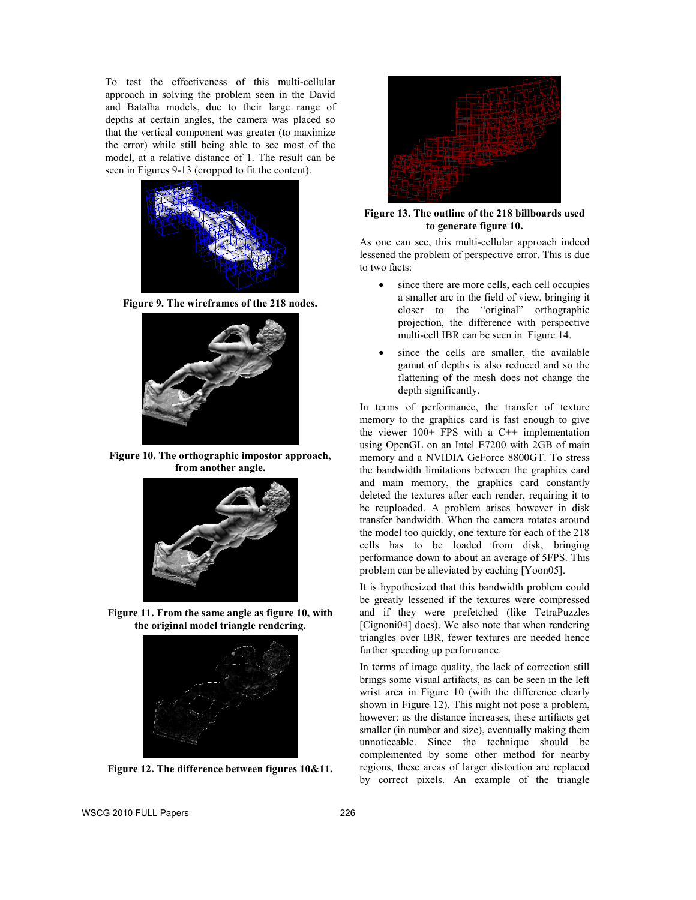To test the effectiveness of this multi-cellular approach in solving the problem seen in the David and Batalha models, due to their large range of depths at certain angles, the camera was placed so that the vertical component was greater (to maximize the error) while still being able to see most of the model, at a relative distance of 1. The result can be seen in Figures 9-13 (cropped to fit the content).

**Figure 9. The wireframes of the 218 nodes.**

**Figure 10. The orthographic impostor approach, from another angle.**

**Figure 11. From the same angle as figure 10, with the original model triangle rendering.**

**Figure 12. The difference between figures 10&11.**

**Figure 13. The outline of the 218 billboards used to generate figure 10.**

As one can see, this multi-cellular approach indeed lessened the problem of perspective error. This is due to two facts:

- since there are more cells, each cell occupies a smaller arc in the field of view, bringing it closer to the "original" orthographic projection, the difference with perspective multi-cell IBR can be seen in Figure 14.
- since the cells are smaller, the available gamut of depths is also reduced and so the flattening of the mesh does not change the depth significantly.

In terms of performance, the transfer of texture memory to the graphics card is fast enough to give the viewer 100+ FPS with a C++ implementation using OpenGL on an Intel E7200 with 2GB of main memory and a NVIDIA GeForce 8800GT. To stress the bandwidth limitations between the graphics card and main memory, the graphics card constantly deleted the textures after each render, requiring it to be reuploaded. A problem arises however in disk transfer bandwidth. When the camera rotates around the model too quickly, one texture for each of the 218 cells has to be loaded from disk, bringing performance down to about an average of 5FPS. This problem can be alleviated by caching [Yoon05].

It is hypothesized that this bandwidth problem could be greatly lessened if the textures were compressed and if they were prefetched (like TetraPuzzles [Cignoni04] does). We also note that when rendering triangles over IBR, fewer textures are needed hence further speeding up performance.

In terms of image quality, the lack of correction still brings some visual artifacts, as can be seen in the left wrist area in Figure 10 (with the difference clearly shown in Figure 12). This might not pose a problem, however: as the distance increases, these artifacts get smaller (in number and size), eventually making them unnoticeable. Since the technique should be complemented by some other method for nearby regions, these areas of larger distortion are replaced by correct pixels. An example of the triangle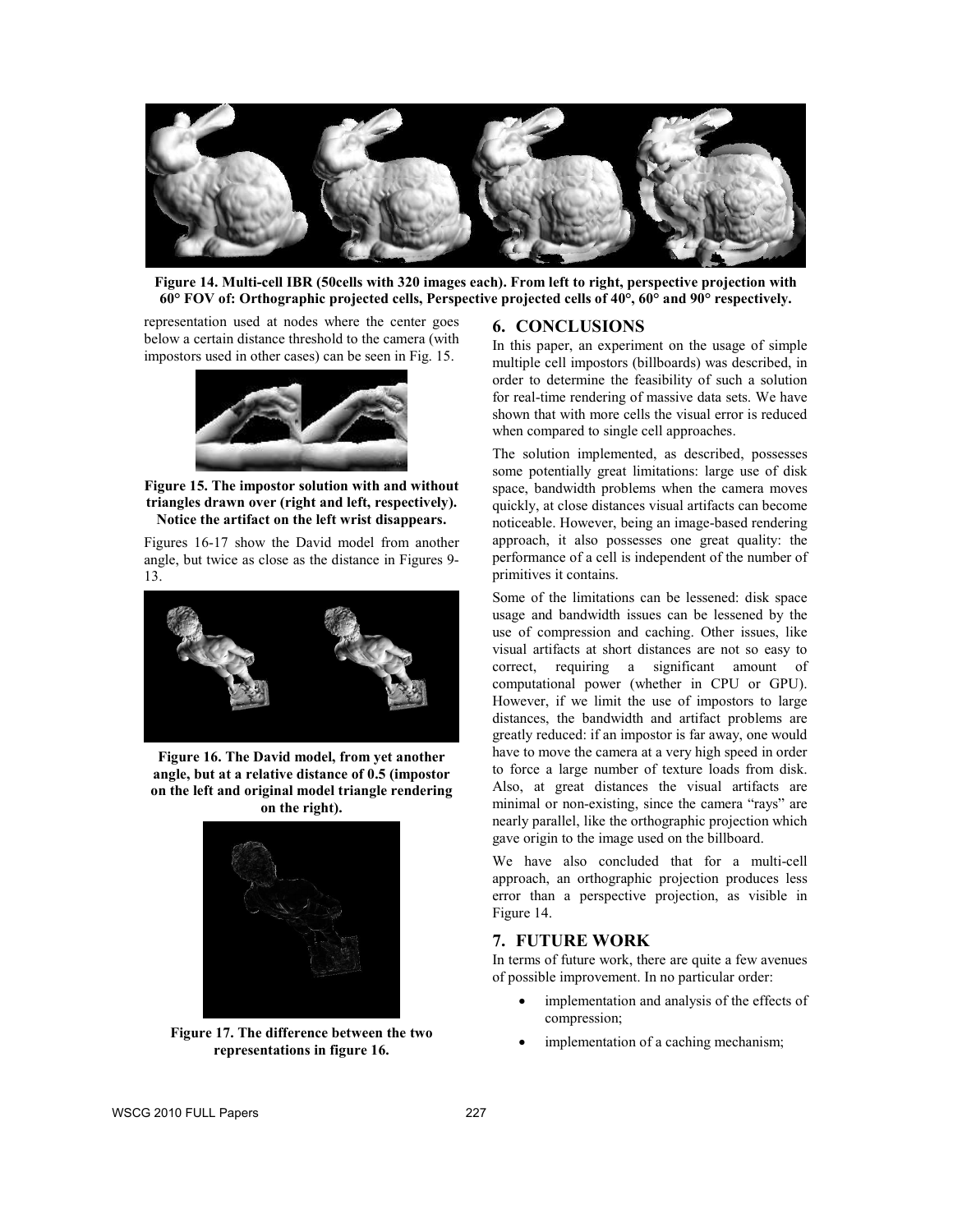**Figure 14. Multi-cell IBR (50cells with 320 images each). From left to right, perspective projection with 60° FOV of: Orthographic projected cells, Perspective projected cells of 40°, 60° and 90° respectively.**

representation used at nodes where the center goes below a certain distance threshold to the camera (with impostors used in other cases) can be seen in Fig. 15.

**Figure 15. The impostor solution with and without triangles drawn over (right and left, respectively). Notice the artifact on the left wrist disappears.**

Figures 16-17 show the David model from another angle, but twice as close as the distance in Figures 9-13.

**Figure 16. The David model, from yet another angle, but at a relative distance of 0.5 (impostor on the left and original model triangle rendering on the right).**

**Figure 17. The difference between the two representations in figure 16.**

## 6. CONCLUSIONS

In this paper, an experiment on the usage of simple multiple cell impostors (billboards) was described, in order to determine the feasibility of such a solution for real-time rendering of massive data sets. We have shown that with more cells the visual error is reduced when compared to single cell approaches.

The solution implemented, as described, possesses some potentially great limitations: large use of disk space, bandwidth problems when the camera moves quickly, at close distances visual artifacts can become noticeable. However, being an image-based rendering approach, it also possesses one great quality: the performance of a cell is independent of the number of primitives it contains.

Some of the limitations can be lessened: disk space usage and bandwidth issues can be lessened by the use of compression and caching. Other issues, like visual artifacts at short distances are not so easy to correct, requiring a significant amount of computational power (whether in CPU or GPU). However, if we limit the use of impostors to large distances, the bandwidth and artifact problems are greatly reduced: if an impostor is far away, one would have to move the camera at a very high speed in order to force a large number of texture loads from disk. Also, at great distances the visual artifacts are minimal or non-existing, since the camera "rays" are nearly parallel, like the orthographic projection which gave origin to the image used on the billboard.

We have also concluded that for a multi-cell approach, an orthographic projection produces less error than a perspective projection, as visible in Figure 14.

## 7. FUTURE WORK

In terms of future work, there are quite a few avenues of possible improvement. In no particular order:

- implementation and analysis of the effects of compression;
- implementation of a caching mechanism;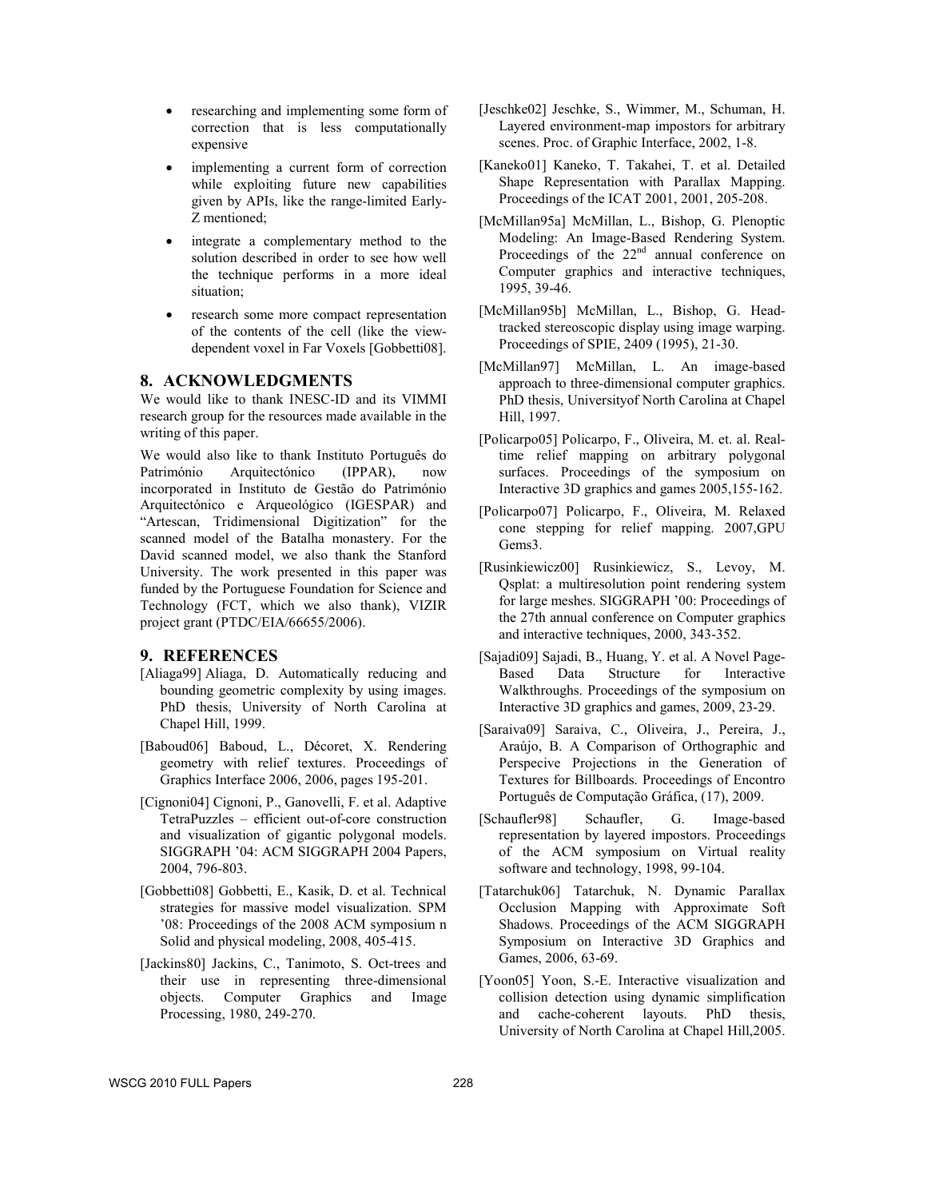- researching and implementing some form of correction that is less computationally expensive
- implementing a current form of correction while exploiting future new capabilities given by APIs, like the range-limited Early-Z mentioned;
- integrate a complementary method to the solution described in order to see how well the technique performs in a more ideal situation;
- research some more compact representation of the contents of the cell (like the view-dependent voxel in Far Voxels [Gobbetti08].

## 8. ACKNOWLEDGMENTS

We would like to thank INESC-ID and its VIMMI research group for the resources made available in the writing of this paper.

We would also like to thank Instituto Português do Património Arquitectónico (IPPAR), now incorporated in Instituto de Gestão do Património Arquitectónico e Arqueológico (IGESPAR) and "Artescan, Tridimensional Digitization" for the scanned model of the Batalha monastery. For the David scanned model, we also thank the Stanford University. The work presented in this paper was funded by the Portuguese Foundation for Science and Technology (FCT, which we also thank), VIZIR project grant (PTDC/EIA/66655/2006).

## 9. REFERENCES

[Aliaga99] Aliaga, D. Automatically reducing and bounding geometric complexity by using images. PhD thesis, University of North Carolina at Chapel Hill, 1999.

[Baboud06] Baboud, L., Décoret, X. Rendering geometry with relief textures. Proceedings of Graphics Interface 2006, 2006, pages 195-201.

[Cignoni04] Cignoni, P., Ganovelli, F. et al. Adaptive TetraPuzzles – efficient out-of-core construction and visualization of gigantic polygonal models. SIGGRAPH '04: ACM SIGGRAPH 2004 Papers, 2004, 796-803.

[Gobbetti08] Gobbetti, E., Kasik, D. et al. Technical strategies for massive model visualization. SPM '08: Proceedings of the 2008 ACM symposium n Solid and physical modeling, 2008, 405-415.

[Jackins80] Jackins, C., Tanimoto, S. Oct-trees and their use in representing three-dimensional objects. Computer Graphics and Image Processing, 1980, 249-270.

[Jeschke02] Jeschke, S., Wimmer, M., Schuman, H. Layered environment-map impostors for arbitrary scenes. Proc. of Graphic Interface, 2002, 1-8.

[Kaneko01] Kaneko, T. Takahei, T. et al. Detailed Shape Representation with Parallax Mapping. Proceedings of the ICAT 2001, 2001, 205-208.

[McMillan95a] McMillan, L., Bishop, G. Plenoptic Modeling: An Image-Based Rendering System. Proceedings of the 22nd annual conference on Computer graphics and interactive techniques, 1995, 39-46.

[McMillan95b] McMillan, L., Bishop, G. Head-tracked stereoscopic display using image warping. Proceedings of SPIE, 2409 (1995), 21-30.

[McMillan97] McMillan, L. An image-based approach to three-dimensional computer graphics. PhD thesis, Universityof North Carolina at Chapel Hill, 1997.

[Policarpo05] Policarpo, F., Oliveira, M. et. al. Real-time relief mapping on arbitrary polygonal surfaces. Proceedings of the symposium on Interactive 3D graphics and games 2005,155-162.

[Policarpo07] Policarpo, F., Oliveira, M. Relaxed cone stepping for relief mapping. 2007,GPU Gems3.

[Rusinkiewicz00] Rusinkiewicz, S., Levoy, M. Qsplat: a multiresolution point rendering system for large meshes. SIGGRAPH '00: Proceedings of the 27th annual conference on Computer graphics and interactive techniques, 2000, 343-352.

[Sajadi09] Sajadi, B., Huang, Y. et al. A Novel Page-Based Data Structure for Interactive Walkthroughs. Proceedings of the symposium on Interactive 3D graphics and games, 2009, 23-29.

[Saraiva09] Saraiva, C., Oliveira, J., Pereira, J., Araújo, B. A Comparison of Orthographic and Perspecive Projections in the Generation of Textures for Billboards. Proceedings of Encontro Português de Computação Gráfica, (17), 2009.

[Schaufler98] Schaufler, G. Image-based representation by layered impostors. Proceedings of the ACM symposium on Virtual reality software and technology, 1998, 99-104.

[Tatarchuk06] Tatarchuk, N. Dynamic Parallax Occlusion Mapping with Approximate Soft Shadows. Proceedings of the ACM SIGGRAPH Symposium on Interactive 3D Graphics and Games, 2006, 63-69.

[Yoon05] Yoon, S.-E. Interactive visualization and collision detection using dynamic simplification and cache-coherent layouts. PhD thesis, University of North Carolina at Chapel Hill,2005.